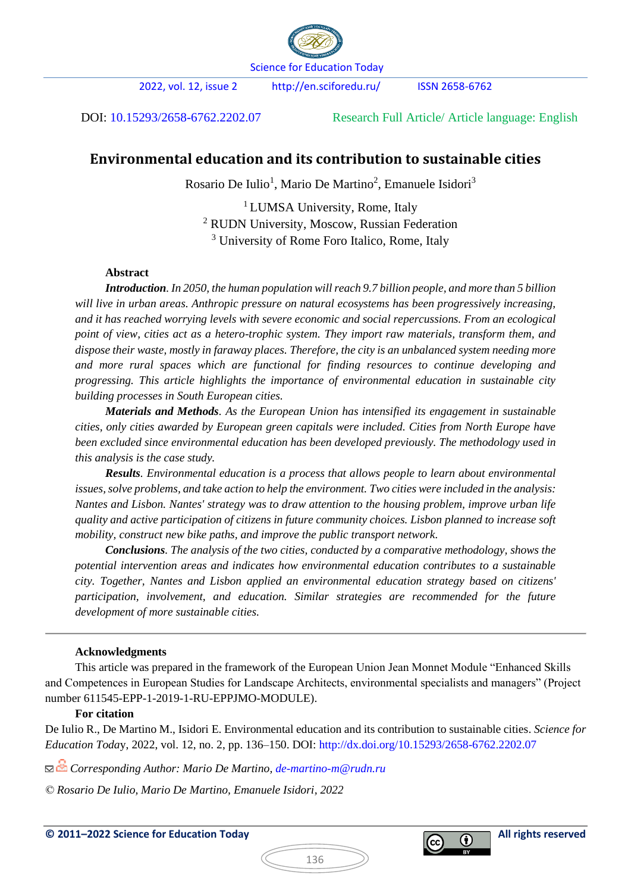DOI: 10.15293/2658-6762.2202.07

Research Full Article/ Article language: English

# Environmental education and its contribution to sustainable cities

Rosario De Iulio[1], Mario De Martino[2], Emanuele Isidori[3]

[1] LUMSA University, Rome, Italy
[2] RUDN University, Moscow, Russian Federation
[3] University of Rome Foro Italico, Rome, Italy

## Abstract

***Introduction***. *In 2050, the human population will reach 9.7 billion people, and more than 5 billion will live in urban areas. Anthropic pressure on natural ecosystems has been progressively increasing, and it has reached worrying levels with severe economic and social repercussions. From an ecological point of view, cities act as a hetero-trophic system. They import raw materials, transform them, and dispose their waste, mostly in faraway places. Therefore, the city is an unbalanced system needing more and more rural spaces which are functional for finding resources to continue developing and progressing. This article highlights the importance of environmental education in sustainable city building processes in South European cities.*

***Materials and Methods***. *As the European Union has intensified its engagement in sustainable cities, only cities awarded by European green capitals were included. Cities from North Europe have been excluded since environmental education has been developed previously. The methodology used in this analysis is the case study.*

***Results***. *Environmental education is a process that allows people to learn about environmental issues, solve problems, and take action to help the environment. Two cities were included in the analysis: Nantes and Lisbon. Nantes' strategy was to draw attention to the housing problem, improve urban life quality and active participation of citizens in future community choices. Lisbon planned to increase soft mobility, construct new bike paths, and improve the public transport network.*

***Conclusions***. *The analysis of the two cities, conducted by a comparative methodology, shows the potential intervention areas and indicates how environmental education contributes to a sustainable city. Together, Nantes and Lisbon applied an environmental education strategy based on citizens' participation, involvement, and education. Similar strategies are recommended for the future development of more sustainable cities.*

---

**Acknowledgments**

This article was prepared in the framework of the European Union Jean Monnet Module "Enhanced Skills and Competences in European Studies for Landscape Architects, environmental specialists and managers" (Project number 611545-EPP-1-2019-1-RU-EPPJMO-MODULE).

**For citation**

De Iulio R., De Martino M., Isidori E. Environmental education and its contribution to sustainable cities. *Science for Education Today*, 2022, vol. 12, no. 2, pp. 136–150. DOI: http://dx.doi.org/10.15293/2658-6762.2202.07

*Corresponding Author: Mario De Martino, de-martino-m@rudn.ru*

*© Rosario De Iulio, Mario De Martino, Emanuele Isidori, 2022*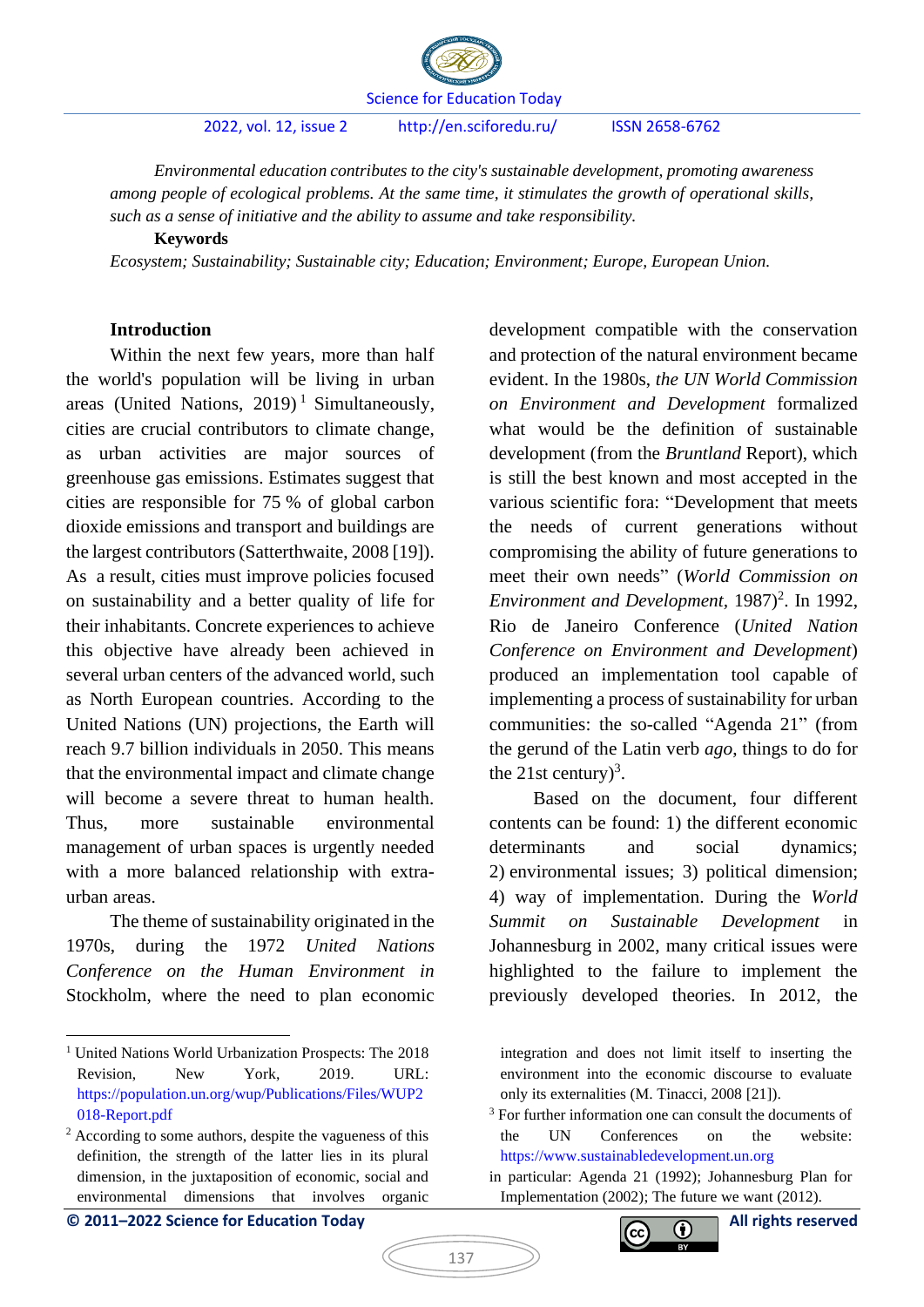*Environmental education contributes to the city's sustainable development, promoting awareness among people of ecological problems. At the same time, it stimulates the growth of operational skills, such as a sense of initiative and the ability to assume and take responsibility.*

**Keywords**

*Ecosystem; Sustainability; Sustainable city; Education; Environment; Europe, European Union.*

## Introduction

Within the next few years, more than half the world's population will be living in urban areas (United Nations, 2019)[1] Simultaneously, cities are crucial contributors to climate change, as urban activities are major sources of greenhouse gas emissions. Estimates suggest that cities are responsible for 75 % of global carbon dioxide emissions and transport and buildings are the largest contributors (Satterthwaite, 2008 [19]). As a result, cities must improve policies focused on sustainability and a better quality of life for their inhabitants. Concrete experiences to achieve this objective have already been achieved in several urban centers of the advanced world, such as North European countries. According to the United Nations (UN) projections, the Earth will reach 9.7 billion individuals in 2050. This means that the environmental impact and climate change will become a severe threat to human health. Thus, more sustainable environmental management of urban spaces is urgently needed with a more balanced relationship with extra-urban areas.

The theme of sustainability originated in the 1970s, during the 1972 *United Nations Conference on the Human Environment in* Stockholm, where the need to plan economic development compatible with the conservation and protection of the natural environment became evident. In the 1980s, *the UN World Commission on Environment and Development* formalized what would be the definition of sustainable development (from the *Bruntland* Report), which is still the best known and most accepted in the various scientific fora: "Development that meets the needs of current generations without compromising the ability of future generations to meet their own needs" (*World Commission on Environment and Development*, 1987)[2]. In 1992, Rio de Janeiro Conference (*United Nation Conference on Environment and Development*) produced an implementation tool capable of implementing a process of sustainability for urban communities: the so-called "Agenda 21" (from the gerund of the Latin verb *ago*, things to do for the 21st century)[3].

Based on the document, four different contents can be found: 1) the different economic determinants and social dynamics; 2) environmental issues; 3) political dimension; 4) way of implementation. During the *World Summit on Sustainable Development* in Johannesburg in 2002, many critical issues were highlighted to the failure to implement the previously developed theories. In 2012, the

---

[1] United Nations World Urbanization Prospects: The 2018 Revision, New York, 2019. URL: https://population.un.org/wup/Publications/Files/WUP2018-Report.pdf

[2] According to some authors, despite the vagueness of this definition, the strength of the latter lies in its plural dimension, in the juxtaposition of economic, social and environmental dimensions that involves organic integration and does not limit itself to inserting the environment into the economic discourse to evaluate only its externalities (M. Tinacci, 2008 [21]).

[3] For further information one can consult the documents of the UN Conferences on the website: https://www.sustainabledevelopment.un.org in particular: Agenda 21 (1992); Johannesburg Plan for Implementation (2002); The future we want (2012).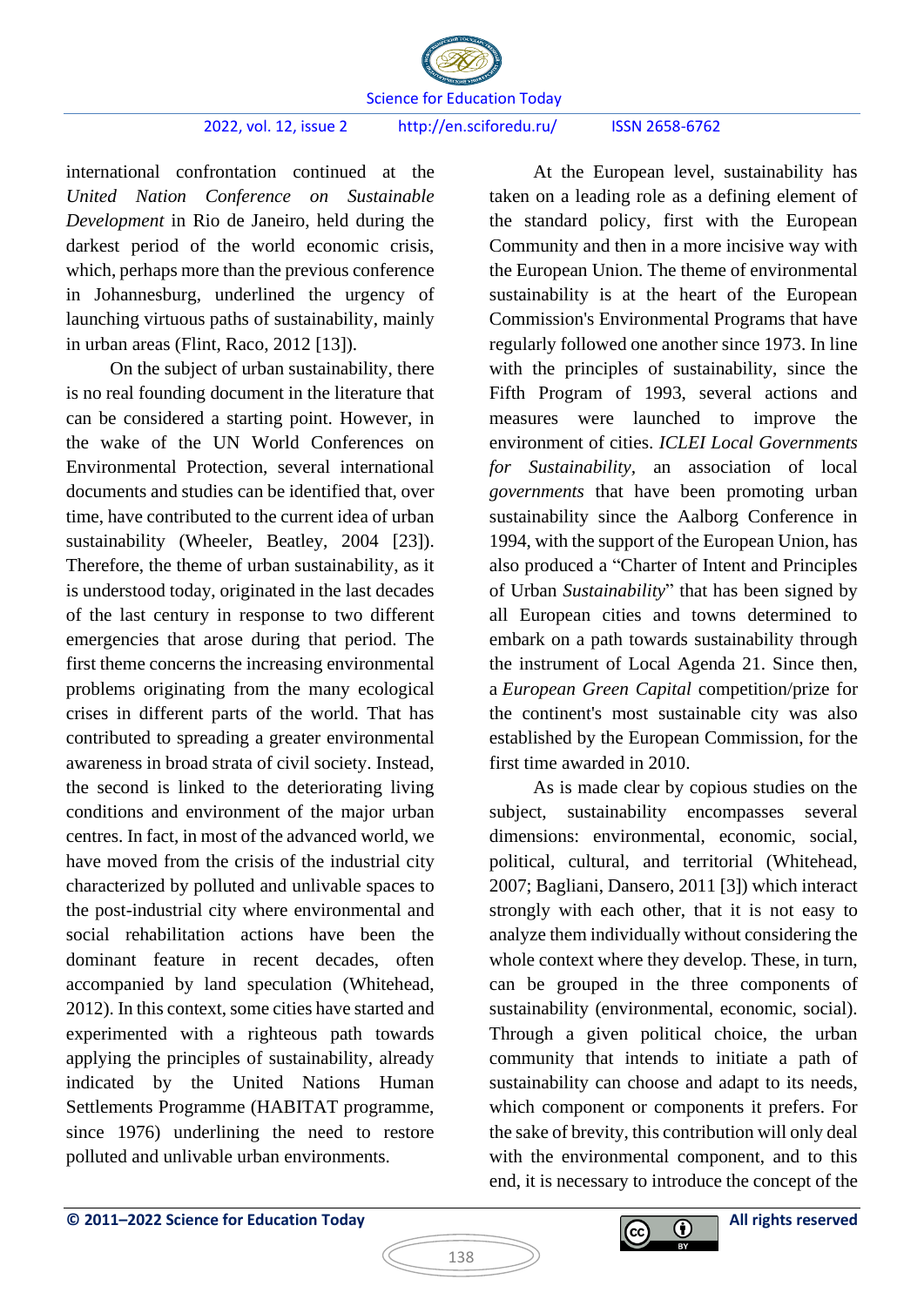international confrontation continued at the *United Nation Conference on Sustainable Development* in Rio de Janeiro, held during the darkest period of the world economic crisis, which, perhaps more than the previous conference in Johannesburg, underlined the urgency of launching virtuous paths of sustainability, mainly in urban areas (Flint, Raco, 2012 [13]).

On the subject of urban sustainability, there is no real founding document in the literature that can be considered a starting point. However, in the wake of the UN World Conferences on Environmental Protection, several international documents and studies can be identified that, over time, have contributed to the current idea of urban sustainability (Wheeler, Beatley, 2004 [23]). Therefore, the theme of urban sustainability, as it is understood today, originated in the last decades of the last century in response to two different emergencies that arose during that period. The first theme concerns the increasing environmental problems originating from the many ecological crises in different parts of the world. That has contributed to spreading a greater environmental awareness in broad strata of civil society. Instead, the second is linked to the deteriorating living conditions and environment of the major urban centres. In fact, in most of the advanced world, we have moved from the crisis of the industrial city characterized by polluted and unlivable spaces to the post-industrial city where environmental and social rehabilitation actions have been the dominant feature in recent decades, often accompanied by land speculation (Whitehead, 2012). In this context, some cities have started and experimented with a righteous path towards applying the principles of sustainability, already indicated by the United Nations Human Settlements Programme (HABITAT programme, since 1976) underlining the need to restore polluted and unlivable urban environments.

At the European level, sustainability has taken on a leading role as a defining element of the standard policy, first with the European Community and then in a more incisive way with the European Union. The theme of environmental sustainability is at the heart of the European Commission's Environmental Programs that have regularly followed one another since 1973. In line with the principles of sustainability, since the Fifth Program of 1993, several actions and measures were launched to improve the environment of cities. *ICLEI Local Governments for Sustainability*, an association of local *governments* that have been promoting urban sustainability since the Aalborg Conference in 1994, with the support of the European Union, has also produced a "Charter of Intent and Principles of Urban *Sustainability*" that has been signed by all European cities and towns determined to embark on a path towards sustainability through the instrument of Local Agenda 21. Since then, a *European Green Capital* competition/prize for the continent's most sustainable city was also established by the European Commission, for the first time awarded in 2010.

As is made clear by copious studies on the subject, sustainability encompasses several dimensions: environmental, economic, social, political, cultural, and territorial (Whitehead, 2007; Bagliani, Dansero, 2011 [3]) which interact strongly with each other, that it is not easy to analyze them individually without considering the whole context where they develop. These, in turn, can be grouped in the three components of sustainability (environmental, economic, social). Through a given political choice, the urban community that intends to initiate a path of sustainability can choose and adapt to its needs, which component or components it prefers. For the sake of brevity, this contribution will only deal with the environmental component, and to this end, it is necessary to introduce the concept of the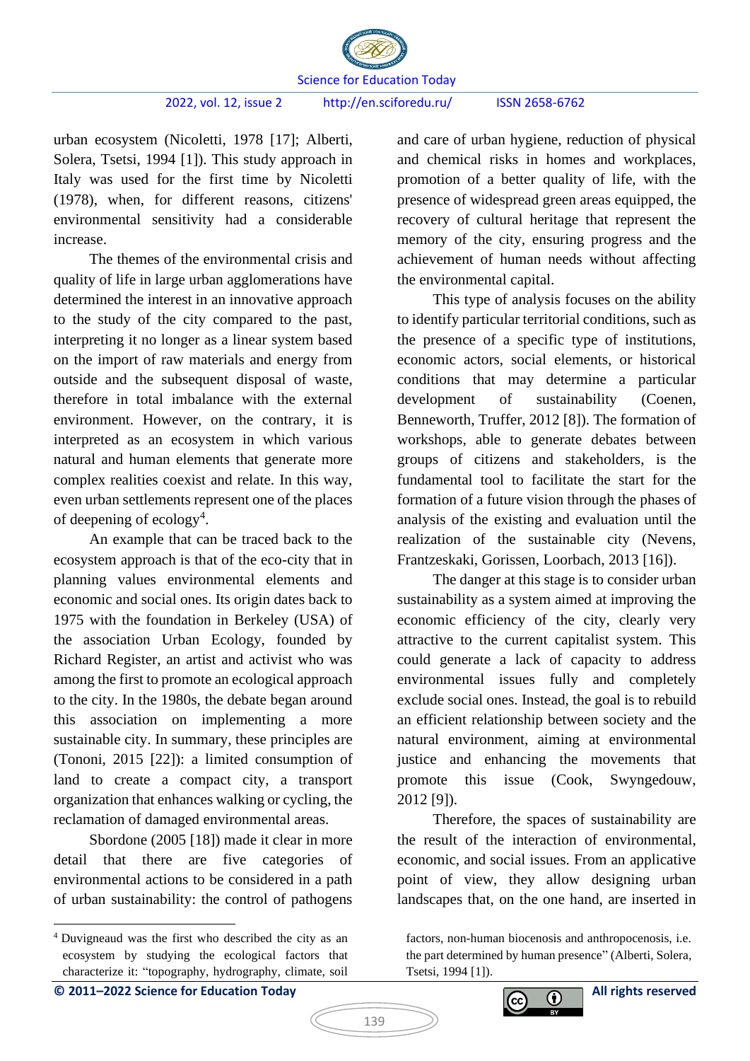urban ecosystem (Nicoletti, 1978 [17]; Alberti, Solera, Tsetsi, 1994 [1]). This study approach in Italy was used for the first time by Nicoletti (1978), when, for different reasons, citizens' environmental sensitivity had a considerable increase.

The themes of the environmental crisis and quality of life in large urban agglomerations have determined the interest in an innovative approach to the study of the city compared to the past, interpreting it no longer as a linear system based on the import of raw materials and energy from outside and the subsequent disposal of waste, therefore in total imbalance with the external environment. However, on the contrary, it is interpreted as an ecosystem in which various natural and human elements that generate more complex realities coexist and relate. In this way, even urban settlements represent one of the places of deepening of ecology[4].

An example that can be traced back to the ecosystem approach is that of the eco-city that in planning values environmental elements and economic and social ones. Its origin dates back to 1975 with the foundation in Berkeley (USA) of the association Urban Ecology, founded by Richard Register, an artist and activist who was among the first to promote an ecological approach to the city. In the 1980s, the debate began around this association on implementing a more sustainable city. In summary, these principles are (Tononi, 2015 [22]): a limited consumption of land to create a compact city, a transport organization that enhances walking or cycling, the reclamation of damaged environmental areas.

Sbordone (2005 [18]) made it clear in more detail that there are five categories of environmental actions to be considered in a path of urban sustainability: the control of pathogens and care of urban hygiene, reduction of physical and chemical risks in homes and workplaces, promotion of a better quality of life, with the presence of widespread green areas equipped, the recovery of cultural heritage that represent the memory of the city, ensuring progress and the achievement of human needs without affecting the environmental capital.

This type of analysis focuses on the ability to identify particular territorial conditions, such as the presence of a specific type of institutions, economic actors, social elements, or historical conditions that may determine a particular development of sustainability (Coenen, Benneworth, Truffer, 2012 [8]). The formation of workshops, able to generate debates between groups of citizens and stakeholders, is the fundamental tool to facilitate the start for the formation of a future vision through the phases of analysis of the existing and evaluation until the realization of the sustainable city (Nevens, Frantzeskaki, Gorissen, Loorbach, 2013 [16]).

The danger at this stage is to consider urban sustainability as a system aimed at improving the economic efficiency of the city, clearly very attractive to the current capitalist system. This could generate a lack of capacity to address environmental issues fully and completely exclude social ones. Instead, the goal is to rebuild an efficient relationship between society and the natural environment, aiming at environmental justice and enhancing the movements that promote this issue (Cook, Swyngedouw, 2012 [9]).

Therefore, the spaces of sustainability are the result of the interaction of environmental, economic, and social issues. From an applicative point of view, they allow designing urban landscapes that, on the one hand, are inserted in

---

[4] Duvigneaud was the first who described the city as an ecosystem by studying the ecological factors that characterize it: "topography, hydrography, climate, soil factors, non-human biocenosis and anthropocenosis, i.e. the part determined by human presence" (Alberti, Solera, Tsetsi, 1994 [1]).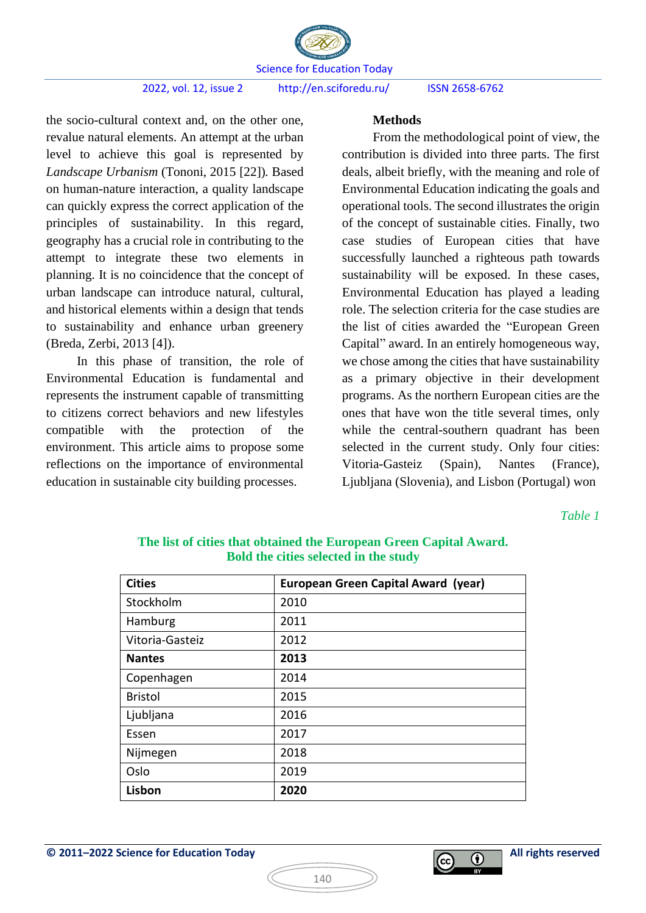the socio-cultural context and, on the other one, revalue natural elements. An attempt at the urban level to achieve this goal is represented by *Landscape Urbanism* (Tononi, 2015 [22]). Based on human-nature interaction, a quality landscape can quickly express the correct application of the principles of sustainability. In this regard, geography has a crucial role in contributing to the attempt to integrate these two elements in planning. It is no coincidence that the concept of urban landscape can introduce natural, cultural, and historical elements within a design that tends to sustainability and enhance urban greenery (Breda, Zerbi, 2013 [4]).

In this phase of transition, the role of Environmental Education is fundamental and represents the instrument capable of transmitting to citizens correct behaviors and new lifestyles compatible with the protection of the environment. This article aims to propose some reflections on the importance of environmental education in sustainable city building processes.

## Methods

From the methodological point of view, the contribution is divided into three parts. The first deals, albeit briefly, with the meaning and role of Environmental Education indicating the goals and operational tools. The second illustrates the origin of the concept of sustainable cities. Finally, two case studies of European cities that have successfully launched a righteous path towards sustainability will be exposed. In these cases, Environmental Education has played a leading role. The selection criteria for the case studies are the list of cities awarded the "European Green Capital" award. In an entirely homogeneous way, we chose among the cities that have sustainability as a primary objective in their development programs. As the northern European cities are the ones that have won the title several times, only while the central-southern quadrant has been selected in the current study. Only four cities: Vitoria-Gasteiz (Spain), Nantes (France), Ljubljana (Slovenia), and Lisbon (Portugal) won

*Table 1*

**The list of cities that obtained the European Green Capital Award. Bold the cities selected in the study**

| Cities | European Green Capital Award (year) |
|---|---|
| Stockholm | 2010 |
| Hamburg | 2011 |
| Vitoria-Gasteiz | 2012 |
| **Nantes** | **2013** |
| Copenhagen | 2014 |
| Bristol | 2015 |
| Ljubljana | 2016 |
| Essen | 2017 |
| Nijmegen | 2018 |
| Oslo | 2019 |
| **Lisbon** | **2020** |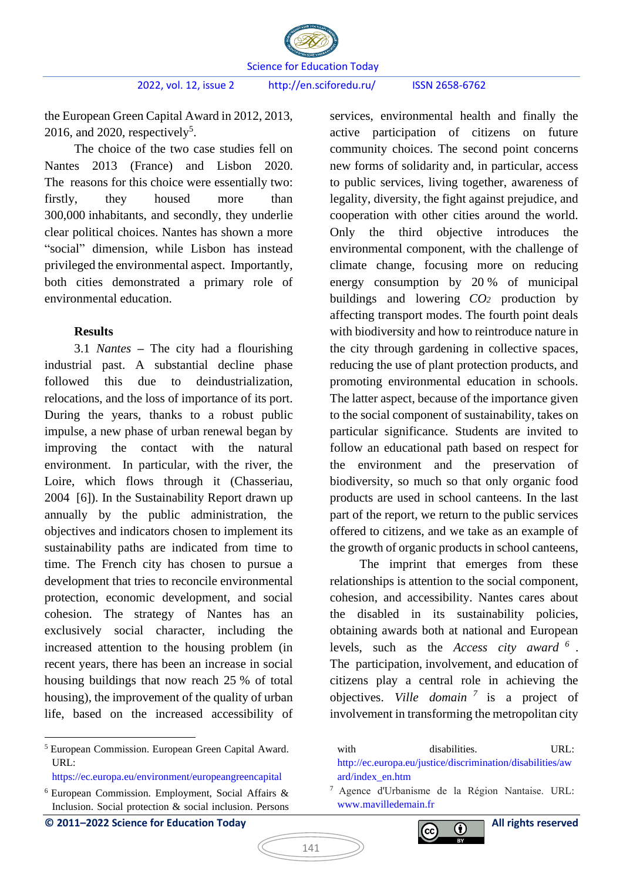the European Green Capital Award in 2012, 2013, 2016, and 2020, respectively[5].

The choice of the two case studies fell on Nantes 2013 (France) and Lisbon 2020. The reasons for this choice were essentially two: firstly, they housed more than 300,000 inhabitants, and secondly, they underlie clear political choices. Nantes has shown a more "social" dimension, while Lisbon has instead privileged the environmental aspect. Importantly, both cities demonstrated a primary role of environmental education.

## Results

3.1 *Nantes* – The city had a flourishing industrial past. A substantial decline phase followed this due to deindustrialization, relocations, and the loss of importance of its port. During the years, thanks to a robust public impulse, a new phase of urban renewal began by improving the contact with the natural environment. In particular, with the river, the Loire, which flows through it (Chasseriau, 2004 [6]). In the Sustainability Report drawn up annually by the public administration, the objectives and indicators chosen to implement its sustainability paths are indicated from time to time. The French city has chosen to pursue a development that tries to reconcile environmental protection, economic development, and social cohesion. The strategy of Nantes has an exclusively social character, including the increased attention to the housing problem (in recent years, there has been an increase in social housing buildings that now reach 25 % of total housing), the improvement of the quality of urban life, based on the increased accessibility of services, environmental health and finally the active participation of citizens on future community choices. The second point concerns new forms of solidarity and, in particular, access to public services, living together, awareness of legality, diversity, the fight against prejudice, and cooperation with other cities around the world. Only the third objective introduces the environmental component, with the challenge of climate change, focusing more on reducing energy consumption by 20 % of municipal buildings and lowering *$CO_2$* production by affecting transport modes. The fourth point deals with biodiversity and how to reintroduce nature in the city through gardening in collective spaces, reducing the use of plant protection products, and promoting environmental education in schools. The latter aspect, because of the importance given to the social component of sustainability, takes on particular significance. Students are invited to follow an educational path based on respect for the environment and the preservation of biodiversity, so much so that only organic food products are used in school canteens. In the last part of the report, we return to the public services offered to citizens, and we take as an example of the growth of organic products in school canteens,

The imprint that emerges from these relationships is attention to the social component, cohesion, and accessibility. Nantes cares about the disabled in its sustainability policies, obtaining awards both at national and European levels, such as the *Access city award* [6]. The participation, involvement, and education of citizens play a central role in achieving the objectives. *Ville domain* [7] is a project of involvement in transforming the metropolitan city

---

[5] European Commission. European Green Capital Award. URL: https://ec.europa.eu/environment/europeangreencapital

[6] European Commission. Employment, Social Affairs & Inclusion. Social protection & social inclusion. Persons with disabilities. URL: http://ec.europa.eu/justice/discrimination/disabilities/award/index_en.htm

[7] Agence d'Urbanisme de la Région Nantaise. URL: www.mavilledemain.fr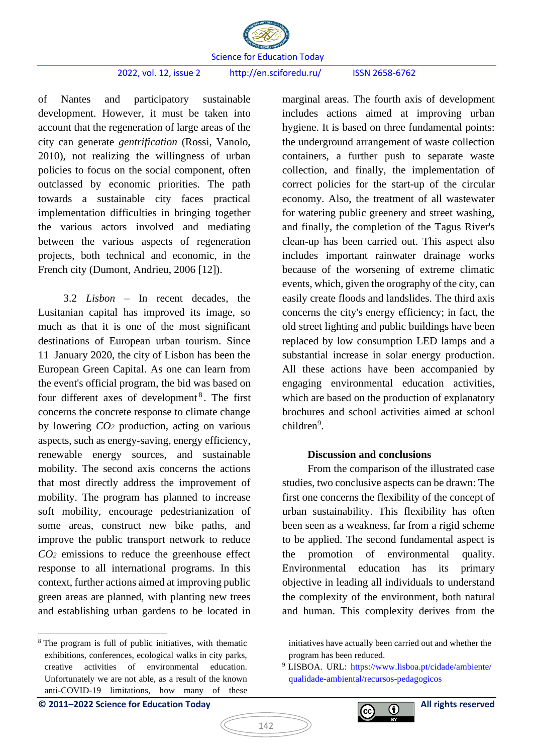of Nantes and participatory sustainable development. However, it must be taken into account that the regeneration of large areas of the city can generate *gentrification* (Rossi, Vanolo, 2010), not realizing the willingness of urban policies to focus on the social component, often outclassed by economic priorities. The path towards a sustainable city faces practical implementation difficulties in bringing together the various actors involved and mediating between the various aspects of regeneration projects, both technical and economic, in the French city (Dumont, Andrieu, 2006 [12]).

3.2 *Lisbon* – In recent decades, the Lusitanian capital has improved its image, so much as that it is one of the most significant destinations of European urban tourism. Since 11 January 2020, the city of Lisbon has been the European Green Capital. As one can learn from the event's official program, the bid was based on four different axes of development[8]. The first concerns the concrete response to climate change by lowering $CO_2$ production, acting on various aspects, such as energy-saving, energy efficiency, renewable energy sources, and sustainable mobility. The second axis concerns the actions that most directly address the improvement of mobility. The program has planned to increase soft mobility, encourage pedestrianization of some areas, construct new bike paths, and improve the public transport network to reduce $CO_2$ emissions to reduce the greenhouse effect response to all international programs. In this context, further actions aimed at improving public green areas are planned, with planting new trees and establishing urban gardens to be located in marginal areas. The fourth axis of development includes actions aimed at improving urban hygiene. It is based on three fundamental points: the underground arrangement of waste collection containers, a further push to separate waste collection, and finally, the implementation of correct policies for the start-up of the circular economy. Also, the treatment of all wastewater for watering public greenery and street washing, and finally, the completion of the Tagus River's clean-up has been carried out. This aspect also includes important rainwater drainage works because of the worsening of extreme climatic events, which, given the orography of the city, can easily create floods and landslides. The third axis concerns the city's energy efficiency; in fact, the old street lighting and public buildings have been replaced by low consumption LED lamps and a substantial increase in solar energy production. All these actions have been accompanied by engaging environmental education activities, which are based on the production of explanatory brochures and school activities aimed at school children[9].

## Discussion and conclusions

From the comparison of the illustrated case studies, two conclusive aspects can be drawn: The first one concerns the flexibility of the concept of urban sustainability. This flexibility has often been seen as a weakness, far from a rigid scheme to be applied. The second fundamental aspect is the promotion of environmental quality. Environmental education has its primary objective in leading all individuals to understand the complexity of the environment, both natural and human. This complexity derives from the

---

[8] The program is full of public initiatives, with thematic exhibitions, conferences, ecological walks in city parks, creative activities of environmental education. Unfortunately we are not able, as a result of the known anti-COVID-19 limitations, how many of these initiatives have actually been carried out and whether the program has been reduced.

[9] LISBOA. URL: https://www.lisboa.pt/cidade/ambiente/qualidade-ambiental/recursos-pedagogicos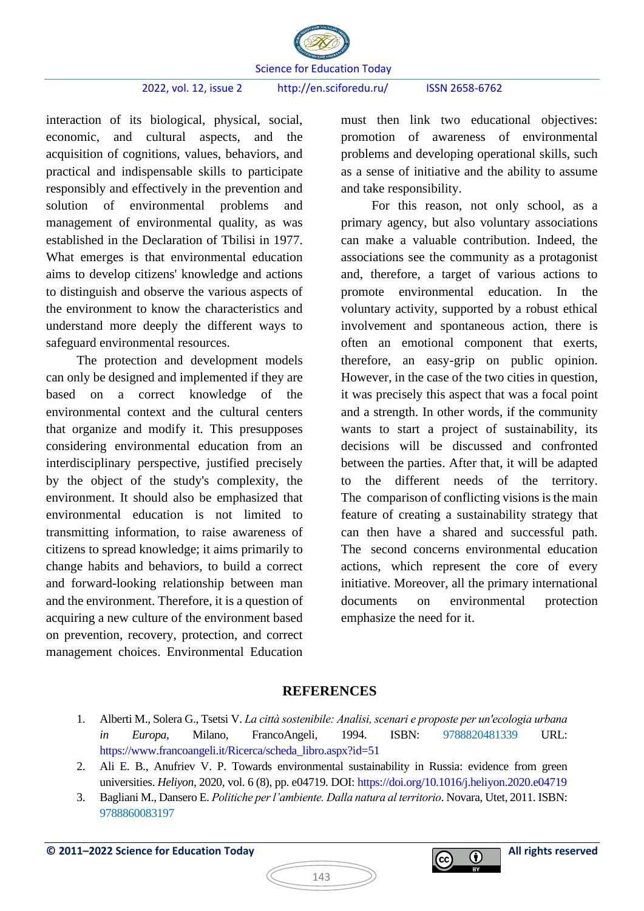interaction of its biological, physical, social, economic, and cultural aspects, and the acquisition of cognitions, values, behaviors, and practical and indispensable skills to participate responsibly and effectively in the prevention and solution of environmental problems and management of environmental quality, as was established in the Declaration of Tbilisi in 1977. What emerges is that environmental education aims to develop citizens' knowledge and actions to distinguish and observe the various aspects of the environment to know the characteristics and understand more deeply the different ways to safeguard environmental resources.

The protection and development models can only be designed and implemented if they are based on a correct knowledge of the environmental context and the cultural centers that organize and modify it. This presupposes considering environmental education from an interdisciplinary perspective, justified precisely by the object of the study's complexity, the environment. It should also be emphasized that environmental education is not limited to transmitting information, to raise awareness of citizens to spread knowledge; it aims primarily to change habits and behaviors, to build a correct and forward-looking relationship between man and the environment. Therefore, it is a question of acquiring a new culture of the environment based on prevention, recovery, protection, and correct management choices. Environmental Education must then link two educational objectives: promotion of awareness of environmental problems and developing operational skills, such as a sense of initiative and the ability to assume and take responsibility.

For this reason, not only school, as a primary agency, but also voluntary associations can make a valuable contribution. Indeed, the associations see the community as a protagonist and, therefore, a target of various actions to promote environmental education. In the voluntary activity, supported by a robust ethical involvement and spontaneous action, there is often an emotional component that exerts, therefore, an easy-grip on public opinion. However, in the case of the two cities in question, it was precisely this aspect that was a focal point and a strength. In other words, if the community wants to start a project of sustainability, its decisions will be discussed and confronted between the parties. After that, it will be adapted to the different needs of the territory. The comparison of conflicting visions is the main feature of creating a sustainability strategy that can then have a shared and successful path. The second concerns environmental education actions, which represent the core of every initiative. Moreover, all the primary international documents on environmental protection emphasize the need for it.

## REFERENCES

1. Alberti M., Solera G., Tsetsi V. *La città sostenibile: Analisi, scenari e proposte per un'ecologia urbana in Europa*, Milano, FrancoAngeli, 1994. ISBN: 9788820481339 URL: https://www.francoangeli.it/Ricerca/scheda_libro.aspx?id=51
2. Ali E. B., Anufriev V. P. Towards environmental sustainability in Russia: evidence from green universities. *Heliyon*, 2020, vol. 6 (8), pp. e04719. DOI: https://doi.org/10.1016/j.heliyon.2020.e04719
3. Bagliani M., Dansero E. *Politiche per l'ambiente. Dalla natura al territorio*. Novara, Utet, 2011. ISBN: 9788860083197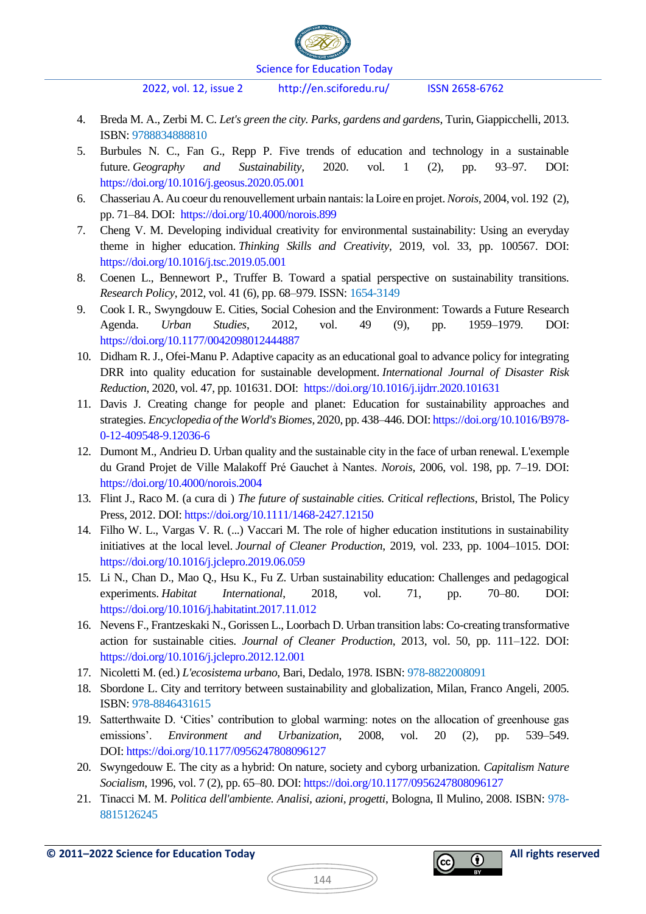4. Breda M. A., Zerbi M. C. *Let's green the city. Parks, gardens and gardens*, Turin, Giappicchelli, 2013. ISBN: 9788834888810
5. Burbules N. C., Fan G., Repp P. Five trends of education and technology in a sustainable future. *Geography and Sustainability*, 2020. vol. 1 (2), pp. 93–97. DOI: https://doi.org/10.1016/j.geosus.2020.05.001
6. Chasseriau A. Au coeur du renouvellement urbain nantais: la Loire en projet. *Norois*, 2004, vol. 192 (2), pp. 71–84. DOI: https://doi.org/10.4000/norois.899
7. Cheng V. M. Developing individual creativity for environmental sustainability: Using an everyday theme in higher education. *Thinking Skills and Creativity*, 2019, vol. 33, pp. 100567. DOI: https://doi.org/10.1016/j.tsc.2019.05.001
8. Coenen L., Bennewort P., Truffer B. Toward a spatial perspective on sustainability transitions. *Research Policy*, 2012, vol. 41 (6), pp. 68–979. ISSN: 1654-3149
9. Cook I. R., Swyngdouw E. Cities, Social Cohesion and the Environment: Towards a Future Research Agenda. *Urban Studies*, 2012, vol. 49 (9), pp. 1959–1979. DOI: https://doi.org/10.1177/0042098012444887
10. Didham R. J., Ofei-Manu P. Adaptive capacity as an educational goal to advance policy for integrating DRR into quality education for sustainable development. *International Journal of Disaster Risk Reduction*, 2020, vol. 47, pp. 101631. DOI: https://doi.org/10.1016/j.ijdrr.2020.101631
11. Davis J. Creating change for people and planet: Education for sustainability approaches and strategies. *Encyclopedia of the World's Biomes*, 2020, pp. 438–446. DOI: https://doi.org/10.1016/B978-0-12-409548-9.12036-6
12. Dumont M., Andrieu D. Urban quality and the sustainable city in the face of urban renewal. L'exemple du Grand Projet de Ville Malakoff Pré Gauchet à Nantes. *Norois*, 2006, vol. 198, pp. 7–19. DOI: https://doi.org/10.4000/norois.2004
13. Flint J., Raco M. (a cura di ) *The future of sustainable cities. Critical reflections*, Bristol, The Policy Press, 2012. DOI: https://doi.org/10.1111/1468-2427.12150
14. Filho W. L., Vargas V. R. (...) Vaccari M. The role of higher education institutions in sustainability initiatives at the local level. *Journal of Cleaner Production*, 2019, vol. 233, pp. 1004–1015. DOI: https://doi.org/10.1016/j.jclepro.2019.06.059
15. Li N., Chan D., Mao Q., Hsu K., Fu Z. Urban sustainability education: Challenges and pedagogical experiments. *Habitat International*, 2018, vol. 71, pp. 70–80. DOI: https://doi.org/10.1016/j.habitatint.2017.11.012
16. Nevens F., Frantzeskaki N., Gorissen L., Loorbach D. Urban transition labs: Co-creating transformative action for sustainable cities. *Journal of Cleaner Production*, 2013, vol. 50, pp. 111–122. DOI: https://doi.org/10.1016/j.jclepro.2012.12.001
17. Nicoletti M. (ed.) *L'ecosistema urbano*, Bari, Dedalo, 1978. ISBN: 978-8822008091
18. Sbordone L. City and territory between sustainability and globalization, Milan, Franco Angeli, 2005. ISBN: 978-8846431615
19. Satterthwaite D. 'Cities' contribution to global warming: notes on the allocation of greenhouse gas emissions'. *Environment and Urbanization*, 2008, vol. 20 (2), pp. 539–549. DOI: https://doi.org/10.1177/0956247808096127
20. Swyngedouw E. The city as a hybrid: On nature, society and cyborg urbanization. *Capitalism Nature Socialism*, 1996, vol. 7 (2), pp. 65–80. DOI: https://doi.org/10.1177/0956247808096127
21. Tinacci M. M. *Politica dell'ambiente. Analisi, azioni, progetti*, Bologna, Il Mulino, 2008. ISBN: 978-8815126245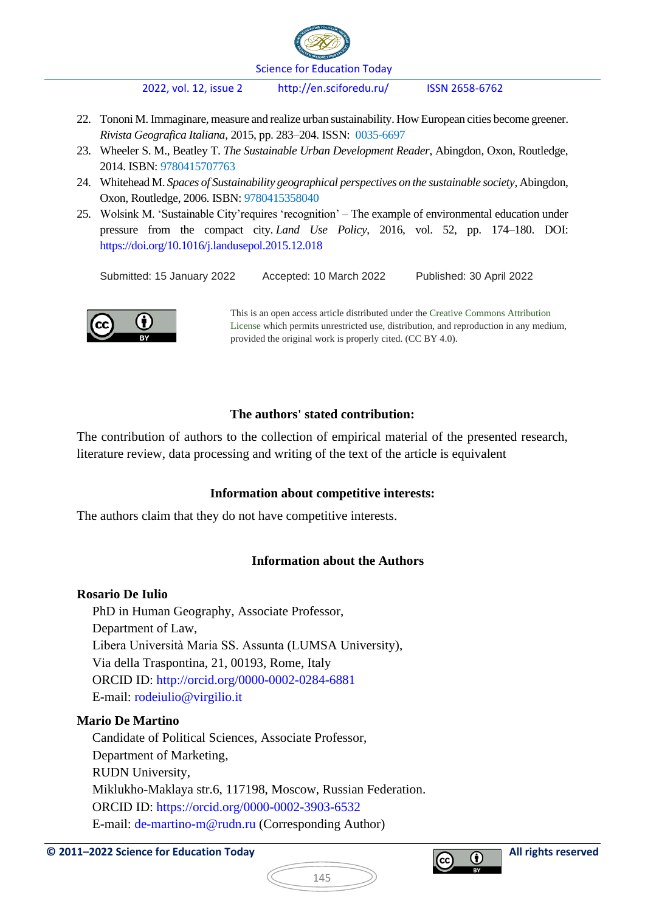22. Tononi M. Immaginare, measure and realize urban sustainability. How European cities become greener. *Rivista Geografica Italiana*, 2015, pp. 283–204. ISSN: 0035-6697
23. Wheeler S. M., Beatley T. *The Sustainable Urban Development Reader*, Abingdon, Oxon, Routledge, 2014. ISBN: 9780415707763
24. Whitehead M. *Spaces of Sustainability geographical perspectives on the sustainable society*, Abingdon, Oxon, Routledge, 2006. ISBN: 9780415358040
25. Wolsink M. 'Sustainable City'requires 'recognition' – The example of environmental education under pressure from the compact city. *Land Use Policy*, 2016, vol. 52, pp. 174–180. DOI: https://doi.org/10.1016/j.landusepol.2015.12.018

Submitted: 15 January 2022 Accepted: 10 March 2022 Published: 30 April 2022

This is an open access article distributed under the Creative Commons Attribution License which permits unrestricted use, distribution, and reproduction in any medium, provided the original work is properly cited. (CC BY 4.0).

### The authors' stated contribution:

The contribution of authors to the collection of empirical material of the presented research, literature review, data processing and writing of the text of the article is equivalent

### Information about competitive interests:

The authors claim that they do not have competitive interests.

### Information about the Authors

**Rosario De Iulio**
PhD in Human Geography, Associate Professor,
Department of Law,
Libera Università Maria SS. Assunta (LUMSA University),
Via della Traspontina, 21, 00193, Rome, Italy
ORCID ID: http://orcid.org/0000-0002-0284-6881
E-mail: rodeiulio@virgilio.it

**Mario De Martino**
Candidate of Political Sciences, Associate Professor,
Department of Marketing,
RUDN University,
Miklukho-Maklaya str.6, 117198, Moscow, Russian Federation.
ORCID ID: https://orcid.org/0000-0002-3903-6532
E-mail: de-martino-m@rudn.ru (Corresponding Author)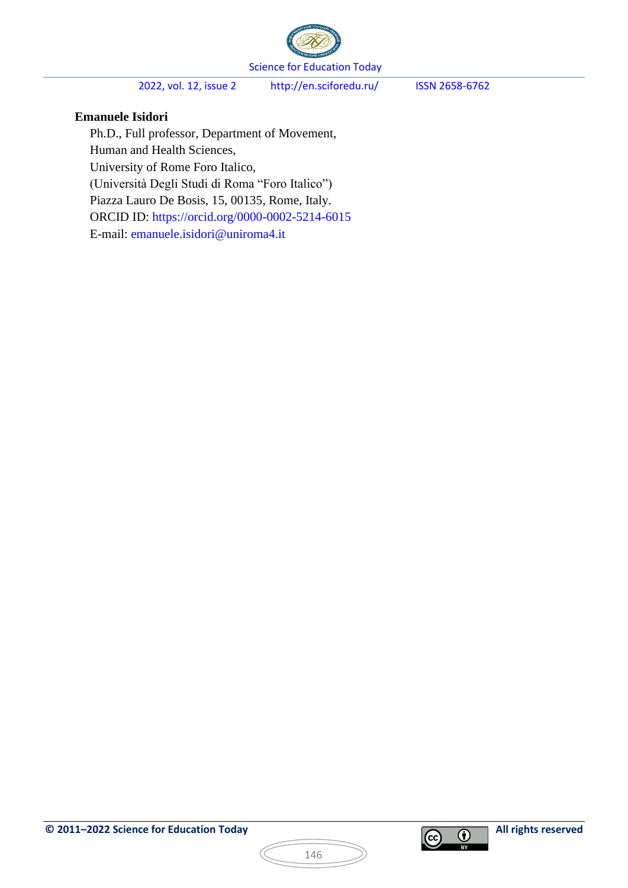**Emanuele Isidori**

Ph.D., Full professor, Department of Movement,
Human and Health Sciences,
University of Rome Foro Italico,
(Università Degli Studi di Roma "Foro Italico")
Piazza Lauro De Bosis, 15, 00135, Rome, Italy.
ORCID ID: https://orcid.org/0000-0002-5214-6015
E-mail: emanuele.isidori@uniroma4.it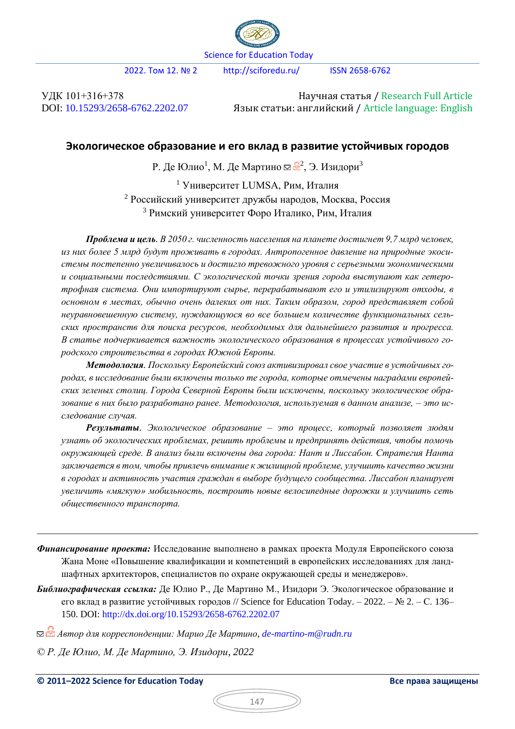УДК 101+316+378
DOI: 10.15293/2658-6762.2202.07

Научная статья / Research Full Article
Язык статьи: английский / Article language: English

# Экологическое образование и его вклад в развитие устойчивых городов

Р. Де Юлио[1], М. Де Мартино[2], Э. Изидори[3]

[1] Университет LUMSA, Рим, Италия
[2] Российский университет дружбы народов, Москва, Россия
[3] Римский университет Форо Италико, Рим, Италия

***Проблема и цель.*** *В 2050 г. численность населения на планете достигнет 9,7 млрд человек, из них более 5 млрд будут проживать в городах. Антропогенное давление на природные экосистемы постепенно увеличивалось и достигло тревожного уровня с серьезными экономическими и социальными последствиями. С экологической точки зрения города выступают как гетеротрофная система. Они импортируют сырье, перерабатывают его и утилизируют отходы, в основном в местах, обычно очень далеких от них. Таким образом, город представляет собой неуравновешенную систему, нуждающуюся во все большем количестве функциональных сельских пространств для поиска ресурсов, необходимых для дальнейшего развития и прогресса. В статье подчеркивается важность экологического образования в процессах устойчивого городского строительства в городах Южной Европы.*

***Методология.*** *Поскольку Европейский союз активизировал свое участие в устойчивых городах, в исследование были включены только те города, которые отмечены наградами европейских зеленых столиц. Города Северной Европы были исключены, поскольку экологическое образование в них было разработано ранее. Методология, используемая в данном анализе, – это исследование случая.*

***Результаты.*** *Экологическое образование – это процесс, который позволяет людям узнать об экологических проблемах, решить проблемы и предпринять действия, чтобы помочь окружающей среде. В анализ были включены два города: Нант и Лиссабон. Стратегия Нанта заключается в том, чтобы привлечь внимание к жилищной проблеме, улучшить качество жизни в городах и активность участия граждан в выборе будущего сообщества. Лиссабон планирует увеличить «мягкую» мобильность, построить новые велосипедные дорожки и улучшить сеть общественного транспорта.*

---

***Финансирование проекта:*** Исследование выполнено в рамках проекта Модуля Европейского союза Жана Моне «Повышение квалификации и компетенций в европейских исследованиях для ландшафтных архитекторов, специалистов по охране окружающей среды и менеджеров».

***Библиографическая ссылка:*** Де Юлио Р., Де Мартино М., Изидори Э. Экологическое образование и его вклад в развитие устойчивых городов // Science for Education Today. – 2022. – № 2. – С. 136–150. DOI: http://dx.doi.org/10.15293/2658-6762.2202.07

*Автор для корреспонденции: Марио Де Мартино, de-martino-m@rudn.ru*

*© Р. Де Юлио, М. Де Мартино, Э. Изидори, 2022*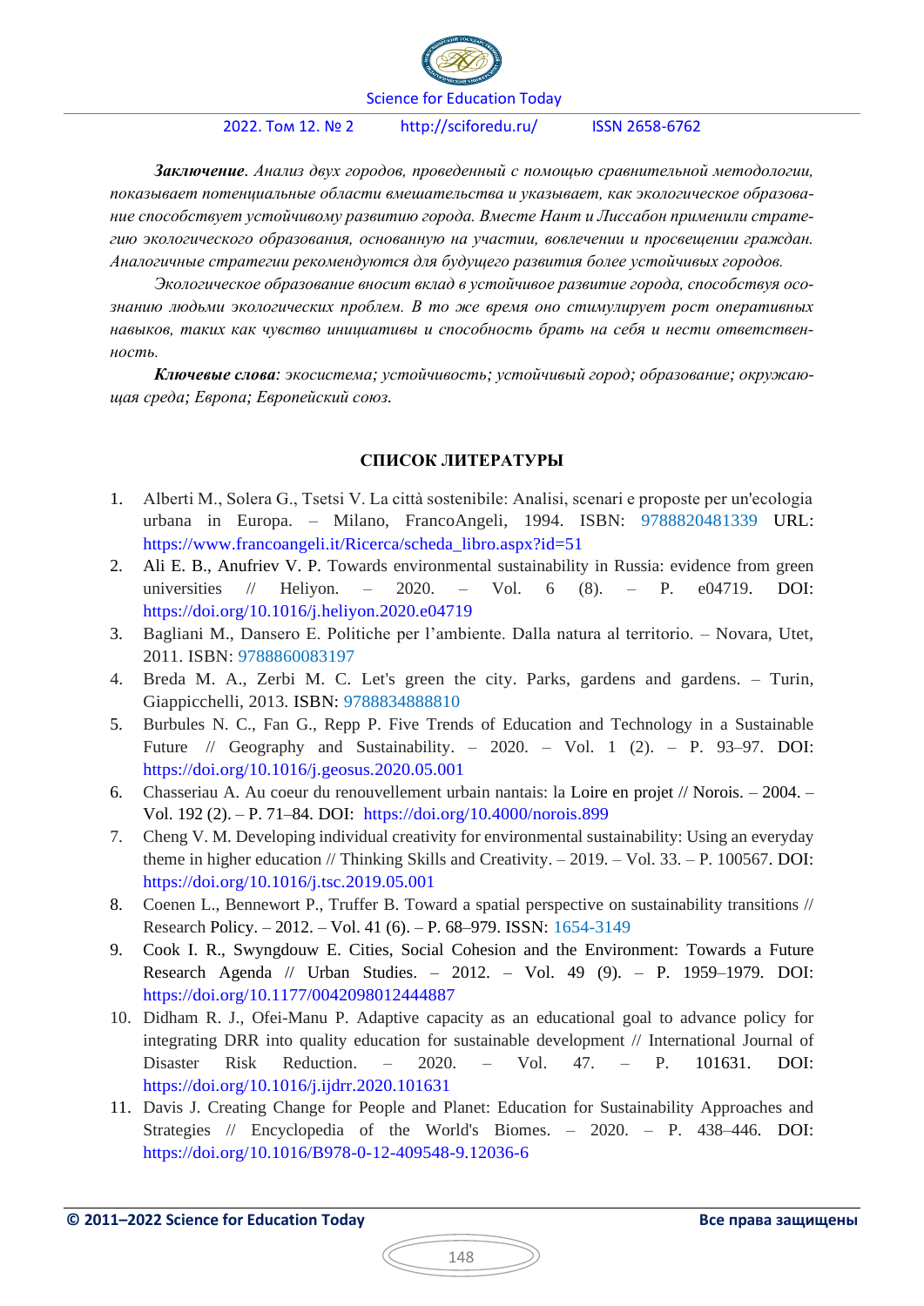***Заключение***. *Анализ двух городов, проведенный с помощью сравнительной методологии, показывает потенциальные области вмешательства и указывает, как экологическое образование способствует устойчивому развитию города. Вместе Нант и Лиссабон применили стратегию экологического образования, основанную на участии, вовлечении и просвещении граждан. Аналогичные стратегии рекомендуются для будущего развития более устойчивых городов.*

*Экологическое образование вносит вклад в устойчивое развитие города, способствуя осознанию людьми экологических проблем. В то же время оно стимулирует рост оперативных навыков, таких как чувство инициативы и способность брать на себя и нести ответственность.*

***Ключевые слова**: экосистема; устойчивость; устойчивый город; образование; окружающая среда; Европа; Европейский союз.*

## СПИСОК ЛИТЕРАТУРЫ

1. Alberti M., Solera G., Tsetsi V. La città sostenibile: Analisi, scenari e proposte per un'ecologia urbana in Europa. – Milano, FrancoAngeli, 1994. ISBN: 9788820481339 URL: https://www.francoangeli.it/Ricerca/scheda_libro.aspx?id=51
2. Ali E. B., Anufriev V. P. Towards environmental sustainability in Russia: evidence from green universities // Heliyon. – 2020. – Vol. 6 (8). – P. e04719. DOI: https://doi.org/10.1016/j.heliyon.2020.e04719
3. Bagliani M., Dansero E. Politiche per l'ambiente. Dalla natura al territorio. – Novara, Utet, 2011. ISBN: 9788860083197
4. Breda M. A., Zerbi M. C. Let's green the city. Parks, gardens and gardens. – Turin, Giappicchelli, 2013. ISBN: 9788834888810
5. Burbules N. C., Fan G., Repp P. Five Trends of Education and Technology in a Sustainable Future // Geography and Sustainability. – 2020. – Vol. 1 (2). – P. 93–97. DOI: https://doi.org/10.1016/j.geosus.2020.05.001
6. Chasseriau A. Au coeur du renouvellement urbain nantais: la Loire en projet // Norois. – 2004. – Vol. 192 (2). – P. 71–84. DOI: https://doi.org/10.4000/norois.899
7. Cheng V. M. Developing individual creativity for environmental sustainability: Using an everyday theme in higher education // Thinking Skills and Creativity. – 2019. – Vol. 33. – P. 100567. DOI: https://doi.org/10.1016/j.tsc.2019.05.001
8. Coenen L., Bennewort P., Truffer B. Toward a spatial perspective on sustainability transitions // Research Policy. – 2012. – Vol. 41 (6). – P. 68–979. ISSN: 1654-3149
9. Cook I. R., Swyngdouw E. Cities, Social Cohesion and the Environment: Towards a Future Research Agenda // Urban Studies. – 2012. – Vol. 49 (9). – P. 1959–1979. DOI: https://doi.org/10.1177/0042098012444887
10. Didham R. J., Ofei-Manu P. Adaptive capacity as an educational goal to advance policy for integrating DRR into quality education for sustainable development // International Journal of Disaster Risk Reduction. – 2020. – Vol. 47. – P. 101631. DOI: https://doi.org/10.1016/j.ijdrr.2020.101631
11. Davis J. Creating Change for People and Planet: Education for Sustainability Approaches and Strategies // Encyclopedia of the World's Biomes. – 2020. – P. 438–446. DOI: https://doi.org/10.1016/B978-0-12-409548-9.12036-6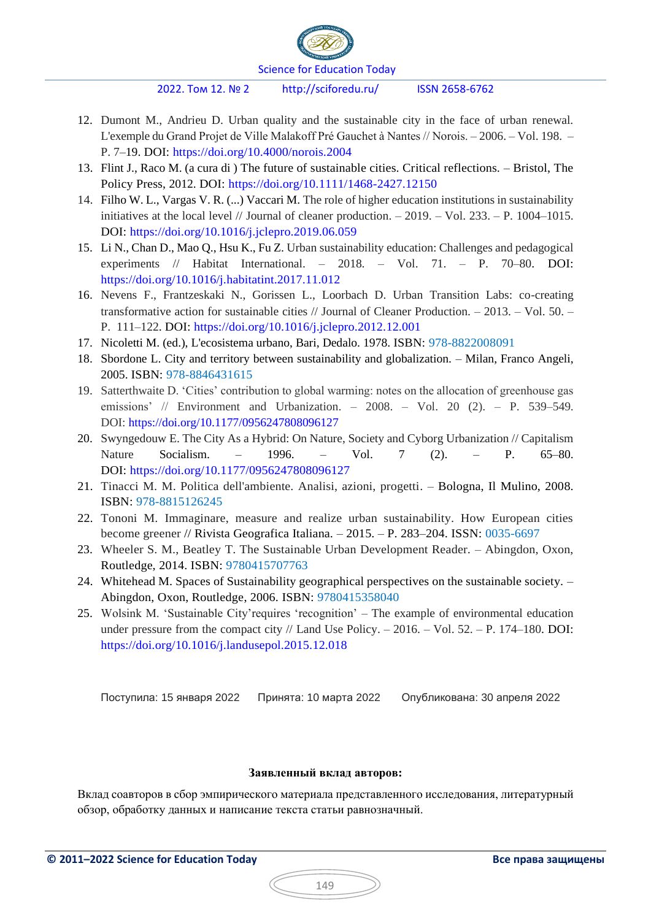12. Dumont M., Andrieu D. Urban quality and the sustainable city in the face of urban renewal. L'exemple du Grand Projet de Ville Malakoff Pré Gauchet à Nantes // Norois. – 2006. – Vol. 198. – P. 7–19. DOI: https://doi.org/10.4000/norois.2004
13. Flint J., Raco M. (a cura di ) The future of sustainable cities. Critical reflections. – Bristol, The Policy Press, 2012. DOI: https://doi.org/10.1111/1468-2427.12150
14. Filho W. L., Vargas V. R. (...) Vaccari M. The role of higher education institutions in sustainability initiatives at the local level // Journal of cleaner production. – 2019. – Vol. 233. – P. 1004–1015. DOI: https://doi.org/10.1016/j.jclepro.2019.06.059
15. Li N., Chan D., Mao Q., Hsu K., Fu Z. Urban sustainability education: Challenges and pedagogical experiments // Habitat International. – 2018. – Vol. 71. – P. 70–80. DOI: https://doi.org/10.1016/j.habitatint.2017.11.012
16. Nevens F., Frantzeskaki N., Gorissen L., Loorbach D. Urban Transition Labs: co-creating transformative action for sustainable cities // Journal of Cleaner Production. – 2013. – Vol. 50. – P. 111–122. DOI: https://doi.org/10.1016/j.jclepro.2012.12.001
17. Nicoletti M. (ed.), L'ecosistema urbano, Bari, Dedalo. 1978. ISBN: 978-8822008091
18. Sbordone L. City and territory between sustainability and globalization. – Milan, Franco Angeli, 2005. ISBN: 978-8846431615
19. Satterthwaite D. 'Cities' contribution to global warming: notes on the allocation of greenhouse gas emissions' // Environment and Urbanization. – 2008. – Vol. 20 (2). – P. 539–549. DOI: https://doi.org/10.1177/0956247808096127
20. Swyngedouw E. The City As a Hybrid: On Nature, Society and Cyborg Urbanization // Capitalism Nature Socialism. – 1996. – Vol. 7 (2). – P. 65–80. DOI: https://doi.org/10.1177/0956247808096127
21. Tinacci M. M. Politica dell'ambiente. Analisi, azioni, progetti. – Bologna, Il Mulino, 2008. ISBN: 978-8815126245
22. Tononi M. Immaginare, measure and realize urban sustainability. How European cities become greener // Rivista Geografica Italiana. – 2015. – P. 283–204. ISSN: 0035-6697
23. Wheeler S. M., Beatley T. The Sustainable Urban Development Reader. – Abingdon, Oxon, Routledge, 2014. ISBN: 9780415707763
24. Whitehead M. Spaces of Sustainability geographical perspectives on the sustainable society. – Abingdon, Oxon, Routledge, 2006. ISBN: 9780415358040
25. Wolsink M. 'Sustainable City'requires 'recognition' – The example of environmental education under pressure from the compact city // Land Use Policy. – 2016. – Vol. 52. – P. 174–180. DOI: https://doi.org/10.1016/j.landusepol.2015.12.018

Поступила: 15 января 2022 Принята: 10 марта 2022 Опубликована: 30 апреля 2022

**Заявленный вклад авторов:**

Вклад соавторов в сбор эмпирического материала представленного исследования, литературный обзор, обработку данных и написание текста статьи равнозначный.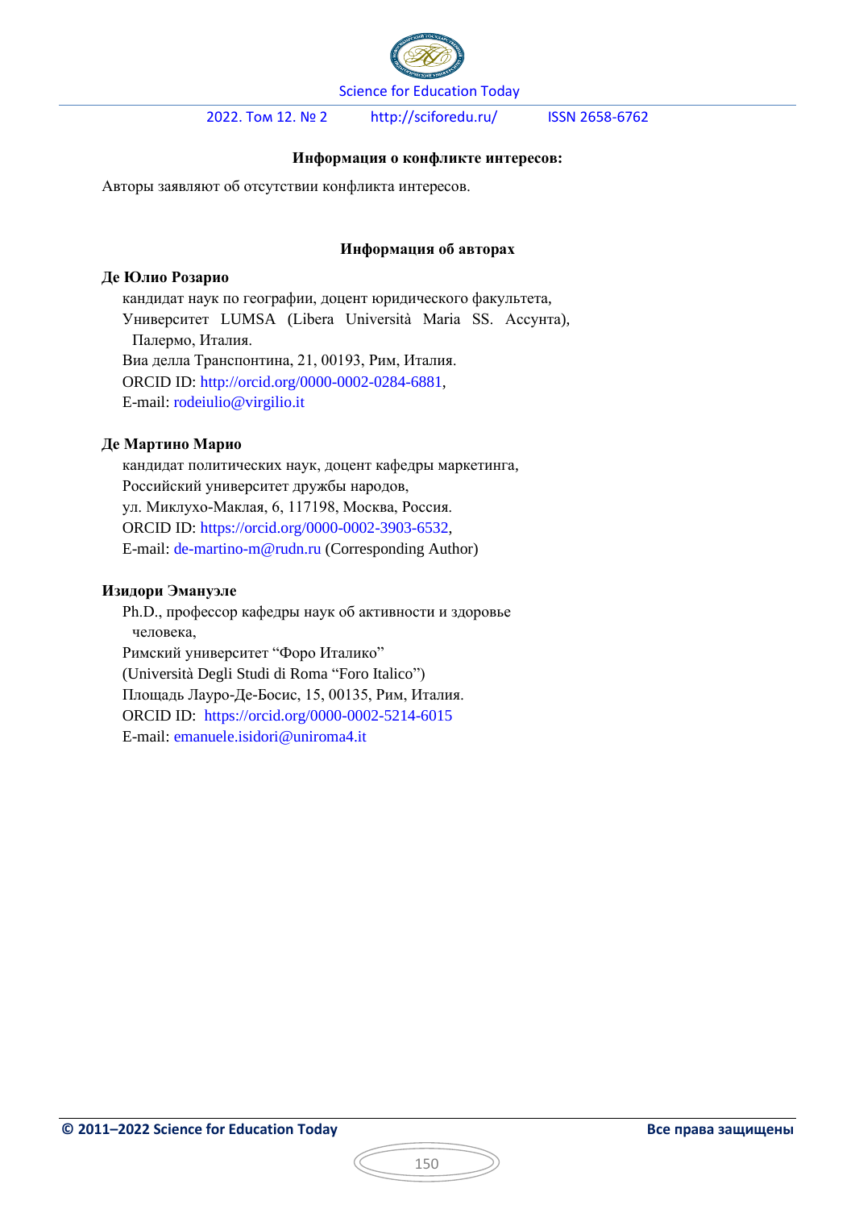### Информация о конфликте интересов:

Авторы заявляют об отсутствии конфликта интересов.

### Информация об авторах

**Де Юлио Розарио**

кандидат наук по географии, доцент юридического факультета,
Университет LUMSA (Libera Università Maria SS. Ассунта), Палермо, Италия.
Виа делла Транспонтина, 21, 00193, Рим, Италия.
ORCID ID: http://orcid.org/0000-0002-0284-6881,
E-mail: rodeiulio@virgilio.it

**Де Мартино Марио**

кандидат политических наук, доцент кафедры маркетинга,
Российский университет дружбы народов,
ул. Миклухо-Маклая, 6, 117198, Москва, Россия.
ORCID ID: https://orcid.org/0000-0002-3903-6532,
E-mail: de-martino-m@rudn.ru (Corresponding Author)

**Изидори Эмануэле**

Ph.D., профессор кафедры наук об активности и здоровье человека,
Римский университет "Форо Италико"
(Università Degli Studi di Roma "Foro Italico")
Площадь Лауро-Де-Босис, 15, 00135, Рим, Италия.
ORCID ID: https://orcid.org/0000-0002-5214-6015
E-mail: emanuele.isidori@uniroma4.it